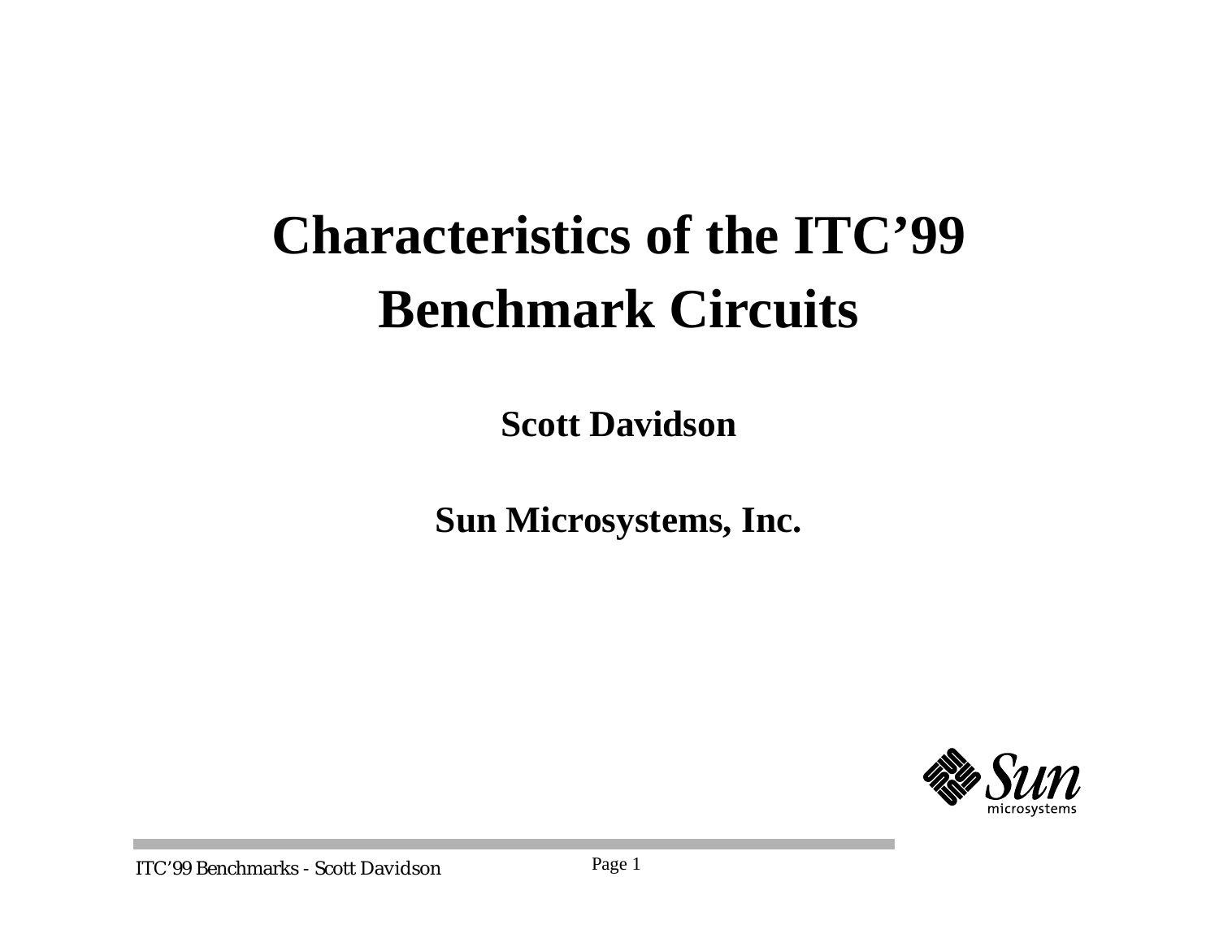# Characteristics of the ITC'99 Benchmark Circuits

**Scott Davidson**

**Sun Microsystems, Inc.**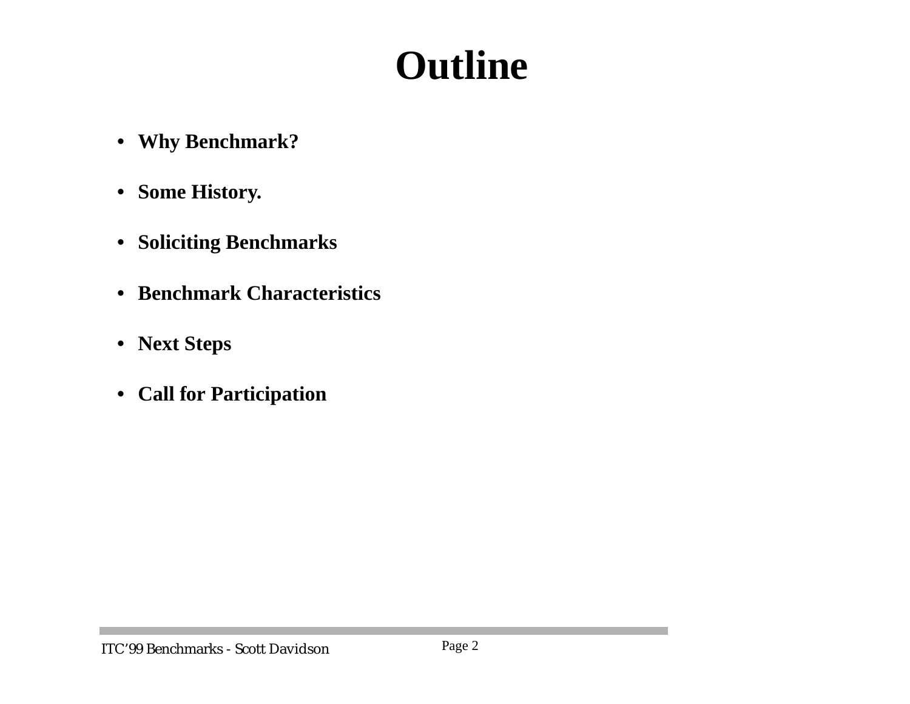# Outline

- **Why Benchmark?**
- **Some History.**
- **Soliciting Benchmarks**
- **Benchmark Characteristics**
- **Next Steps**
- **Call for Participation**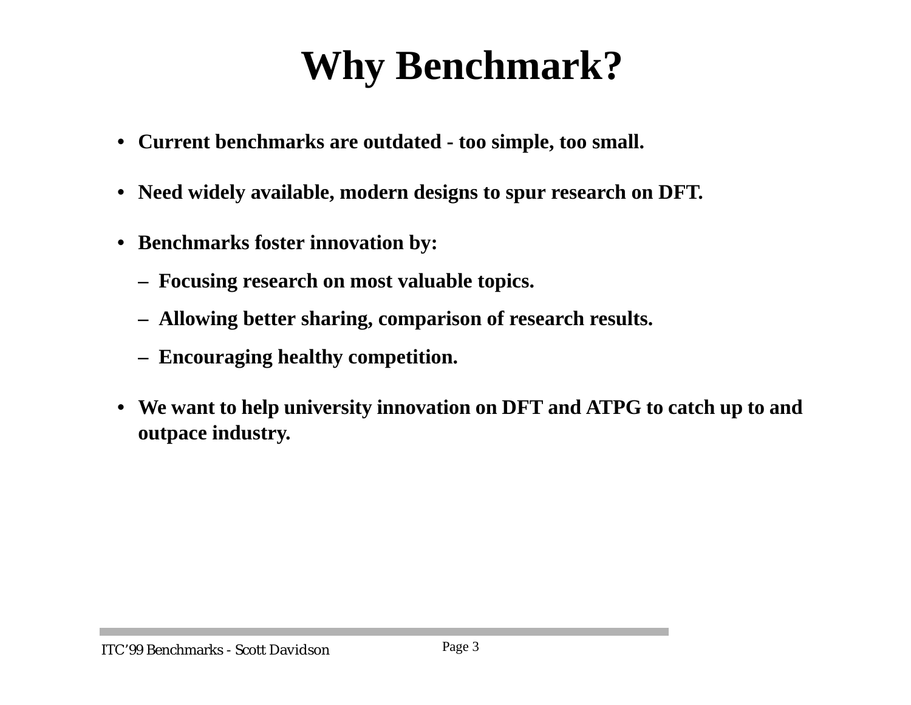# Why Benchmark?

- **Current benchmarks are outdated - too simple, too small.**
- **Need widely available, modern designs to spur research on DFT.**
- **Benchmarks foster innovation by:**
  - **Focusing research on most valuable topics.**
  - **Allowing better sharing, comparison of research results.**
  - **Encouraging healthy competition.**
- **We want to help university innovation on DFT and ATPG to catch up to and outpace industry.**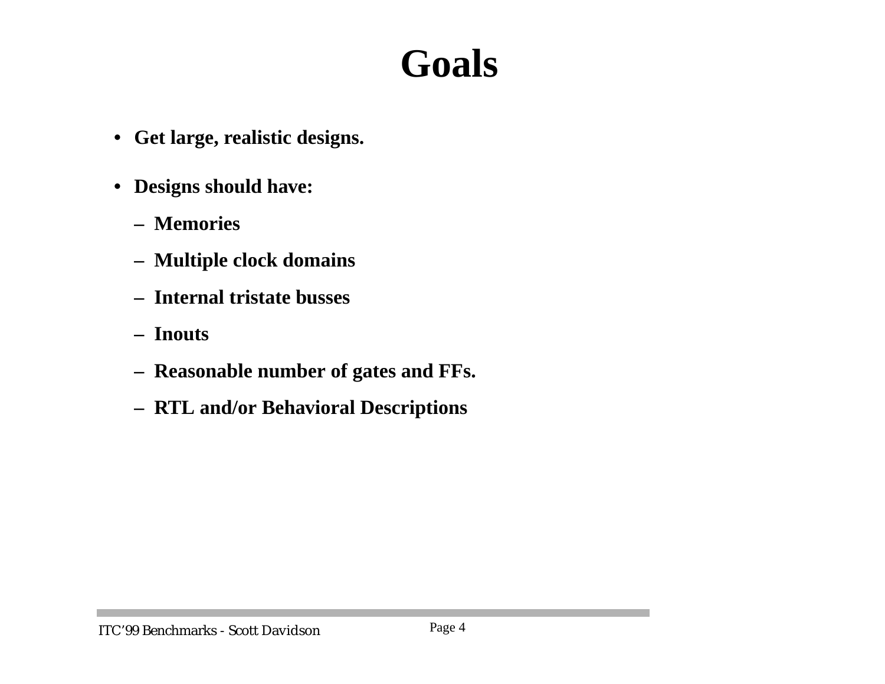# Goals

- **Get large, realistic designs.**
- **Designs should have:**
  - **Memories**
  - **Multiple clock domains**
  - **Internal tristate busses**
  - **Inouts**
  - **Reasonable number of gates and FFs.**
  - **RTL and/or Behavioral Descriptions**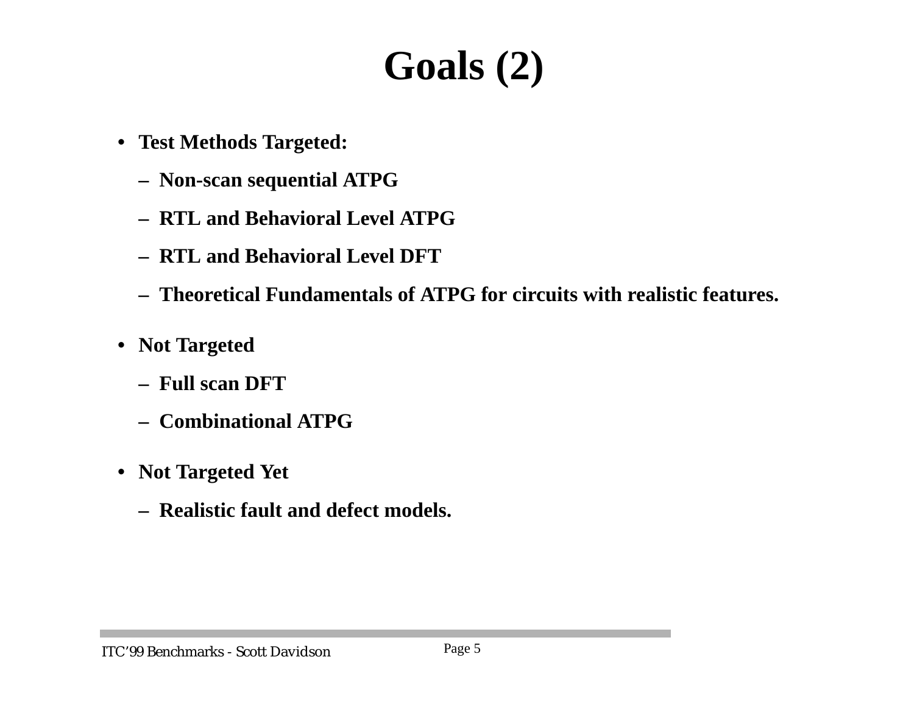# Goals (2)

- **Test Methods Targeted:**
  - **Non-scan sequential ATPG**
  - **RTL and Behavioral Level ATPG**
  - **RTL and Behavioral Level DFT**
  - **Theoretical Fundamentals of ATPG for circuits with realistic features.**
- **Not Targeted**
  - **Full scan DFT**
  - **Combinational ATPG**
- **Not Targeted Yet**
  - **Realistic fault and defect models.**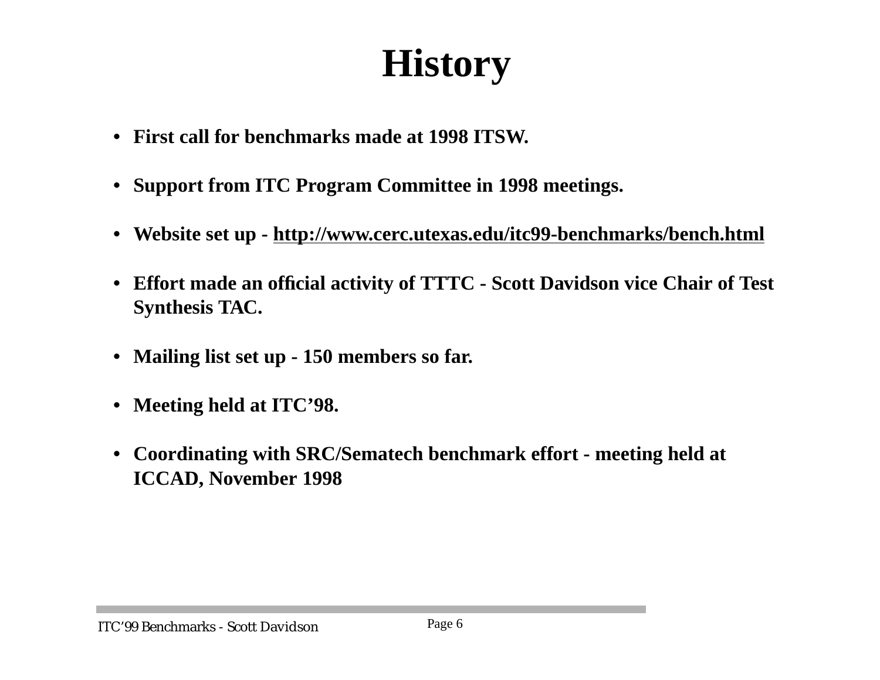# History

- **First call for benchmarks made at 1998 ITSW.**
- **Support from ITC Program Committee in 1998 meetings.**
- **Website set up - http://www.cerc.utexas.edu/itc99-benchmarks/bench.html**
- **Effort made an official activity of TTTC - Scott Davidson vice Chair of Test Synthesis TAC.**
- **Mailing list set up - 150 members so far.**
- **Meeting held at ITC'98.**
- **Coordinating with SRC/Sematech benchmark effort - meeting held at ICCAD, November 1998**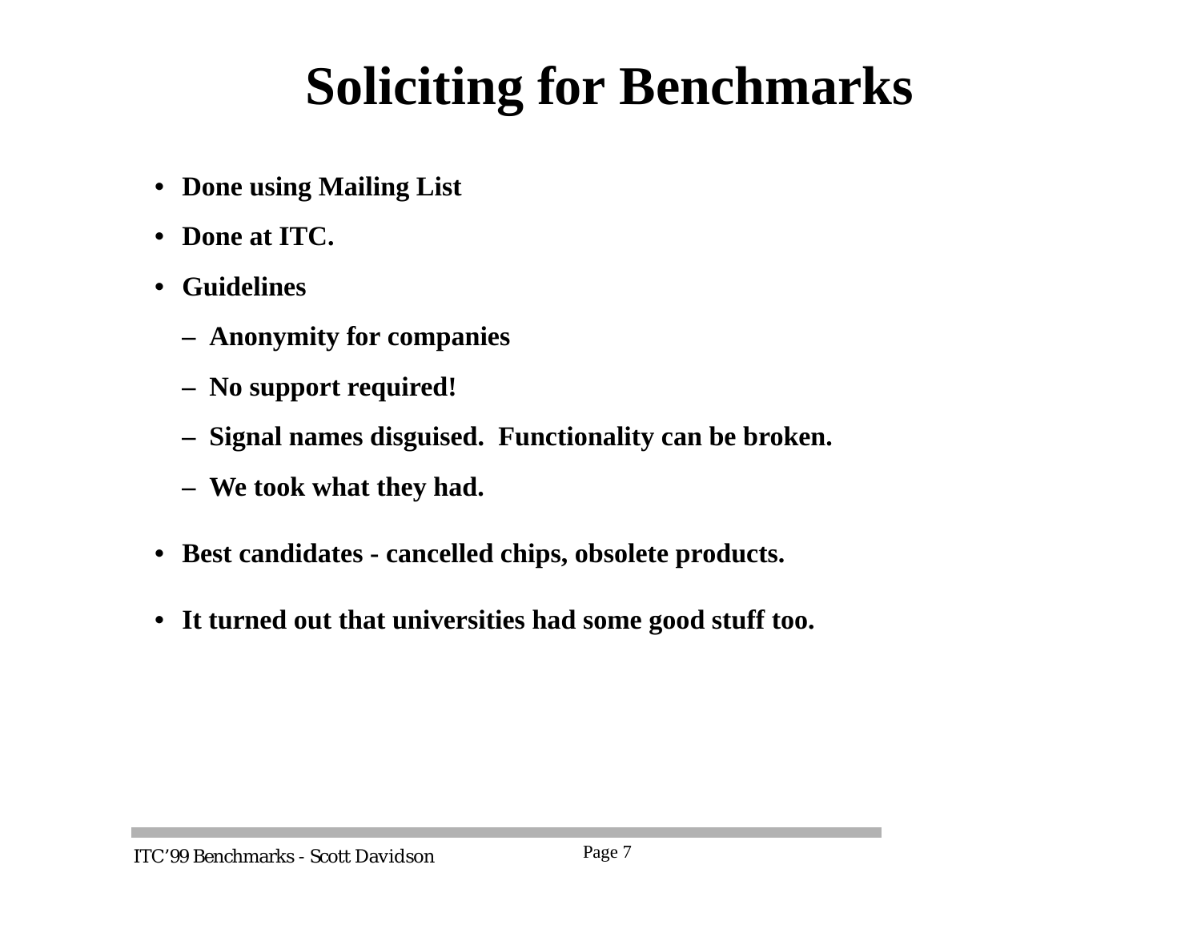# Soliciting for Benchmarks

- **Done using Mailing List**
- **Done at ITC.**
- **Guidelines**
  - **Anonymity for companies**
  - **No support required!**
  - **Signal names disguised. Functionality can be broken.**
  - **We took what they had.**
- **Best candidates - cancelled chips, obsolete products.**
- **It turned out that universities had some good stuff too.**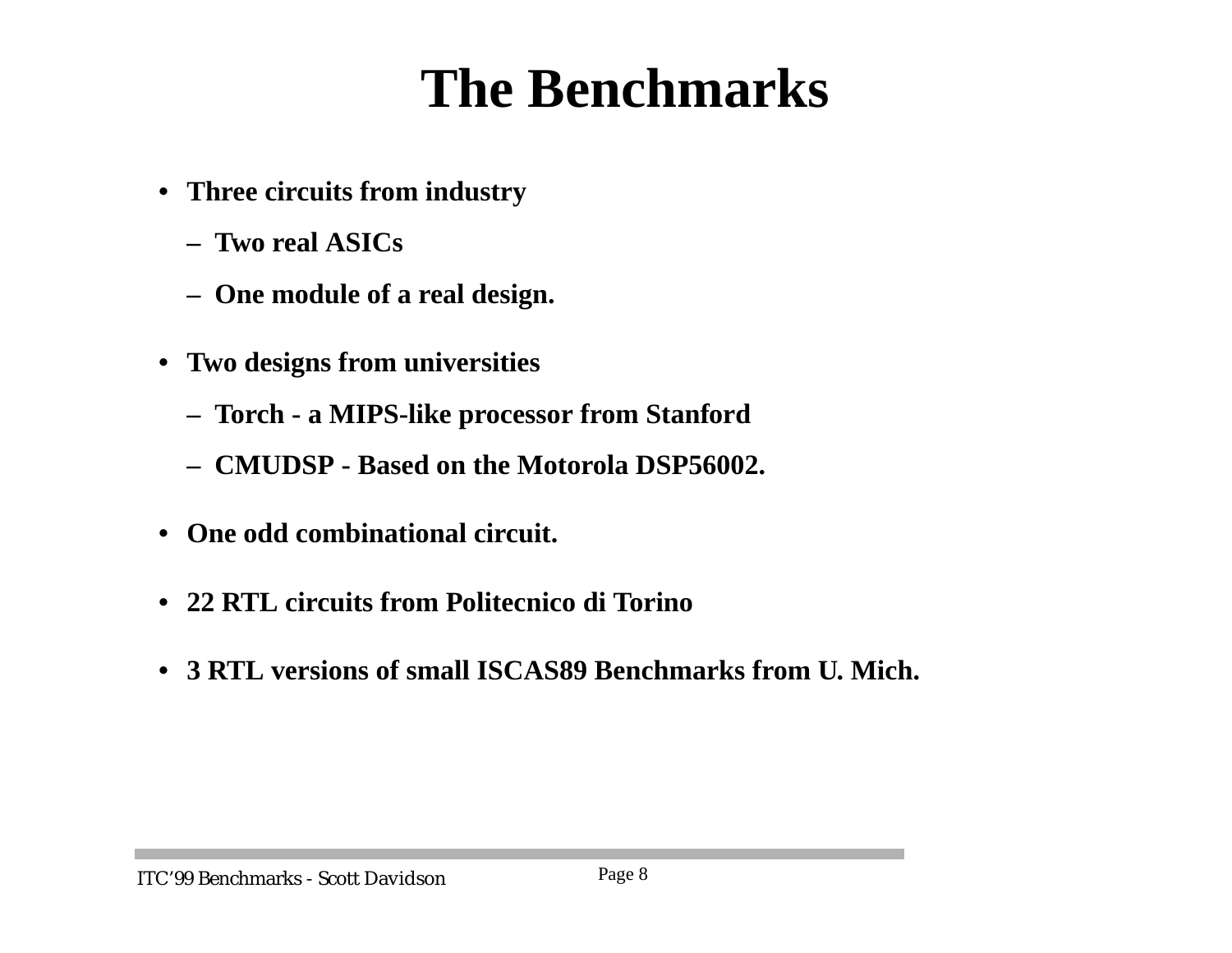# The Benchmarks

- **Three circuits from industry**
  - **Two real ASICs**
  - **One module of a real design.**
- **Two designs from universities**
  - **Torch - a MIPS-like processor from Stanford**
  - **CMUDSP - Based on the Motorola DSP56002.**
- **One odd combinational circuit.**
- **22 RTL circuits from Politecnico di Torino**
- **3 RTL versions of small ISCAS89 Benchmarks from U. Mich.**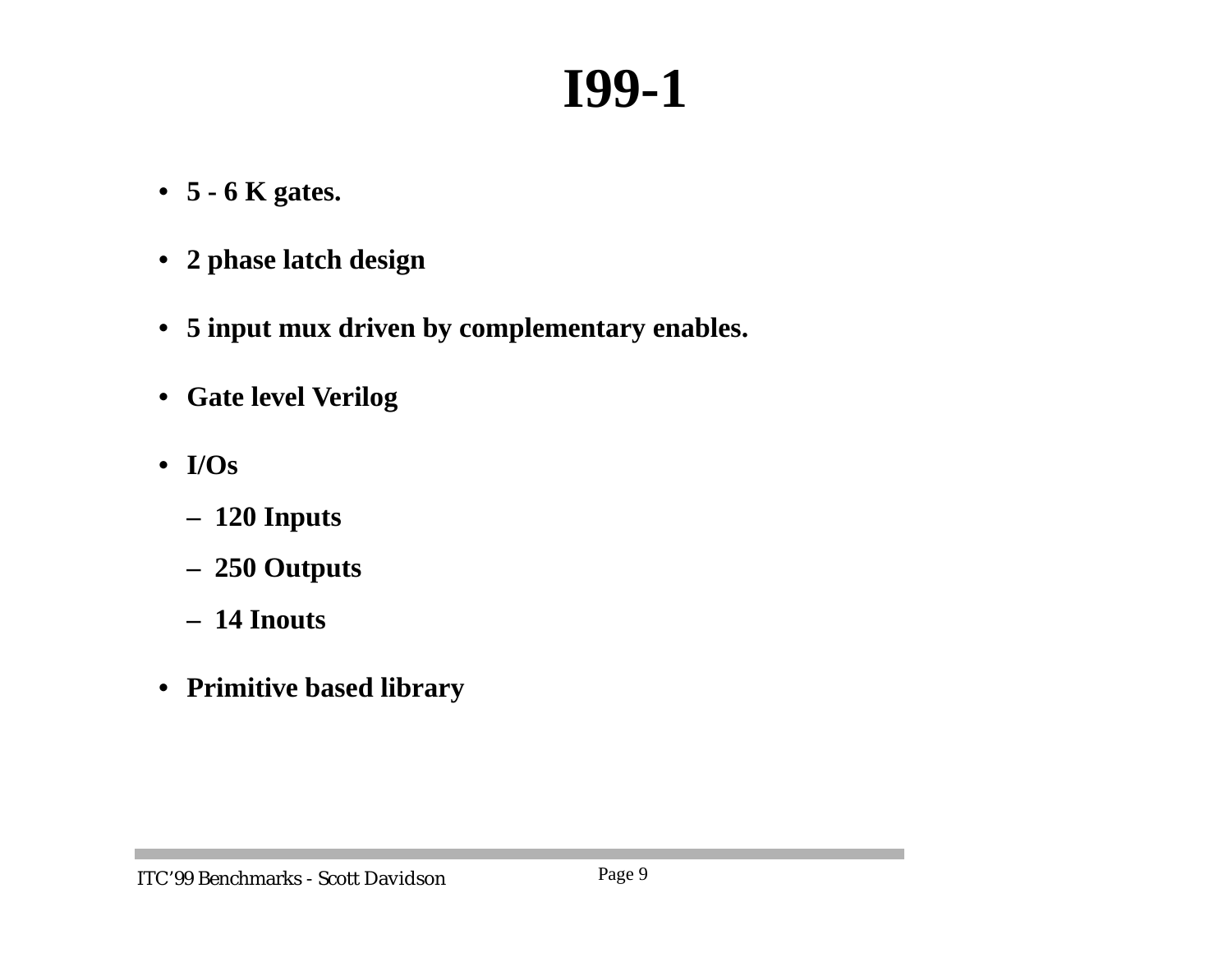# I99-1

- **5 - 6 K gates.**
- **2 phase latch design**
- **5 input mux driven by complementary enables.**
- **Gate level Verilog**
- **I/Os**
  - **120 Inputs**
  - **250 Outputs**
  - **14 Inouts**
- **Primitive based library**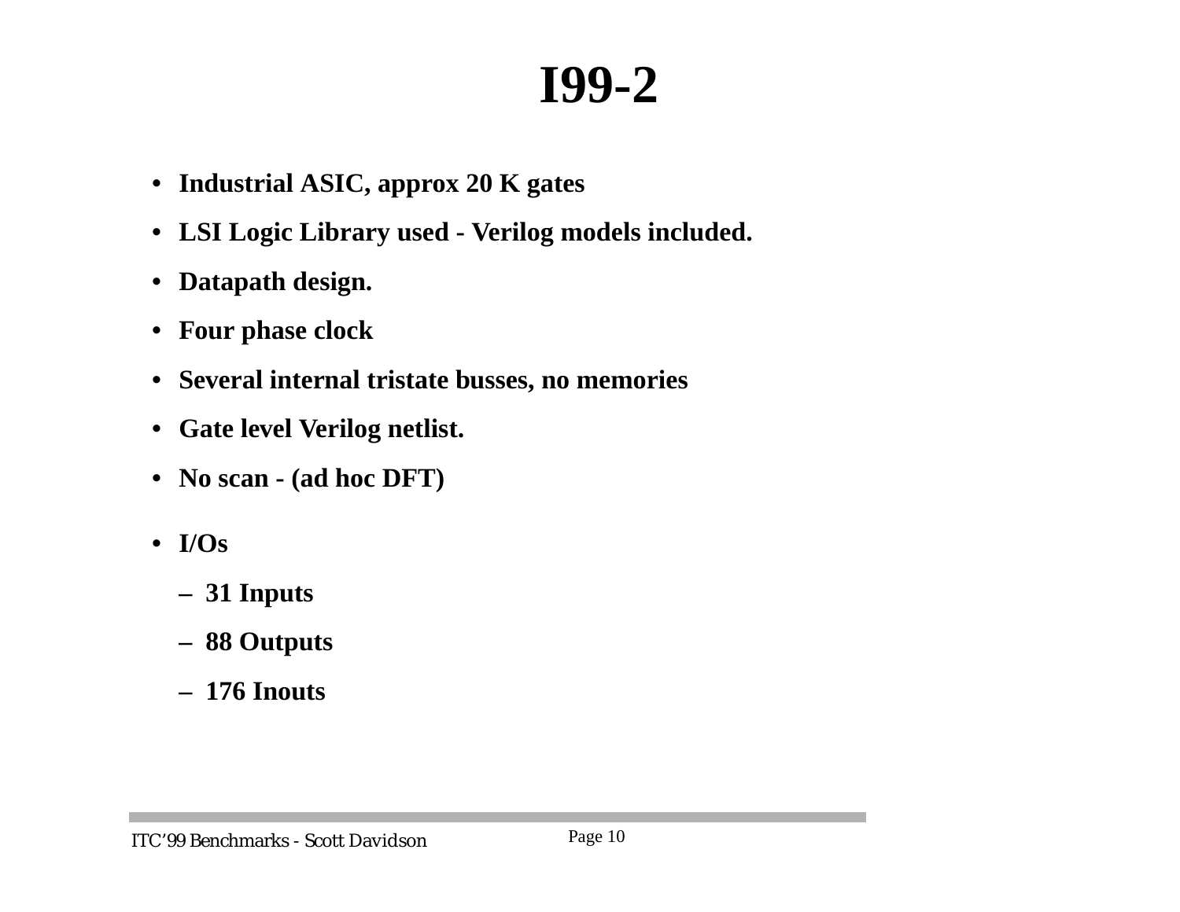# I99-2

- **Industrial ASIC, approx 20 K gates**
- **LSI Logic Library used - Verilog models included.**
- **Datapath design.**
- **Four phase clock**
- **Several internal tristate busses, no memories**
- **Gate level Verilog netlist.**
- **No scan - (ad hoc DFT)**
- **I/Os**
  - **31 Inputs**
  - **88 Outputs**
  - **176 Inouts**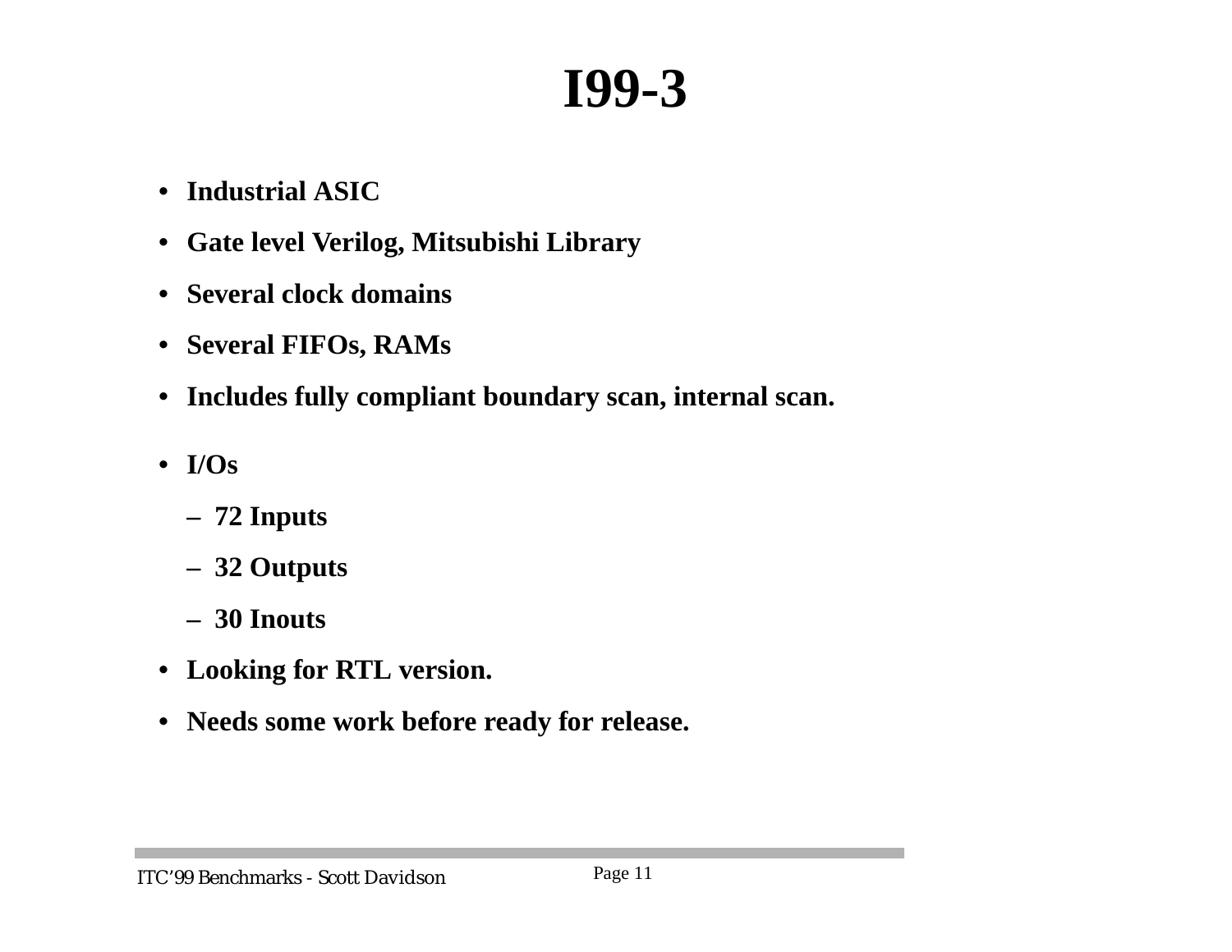# I99-3

- **Industrial ASIC**
- **Gate level Verilog, Mitsubishi Library**
- **Several clock domains**
- **Several FIFOs, RAMs**
- **Includes fully compliant boundary scan, internal scan.**
- **I/Os**
  - **72 Inputs**
  - **32 Outputs**
  - **30 Inouts**
- **Looking for RTL version.**
- **Needs some work before ready for release.**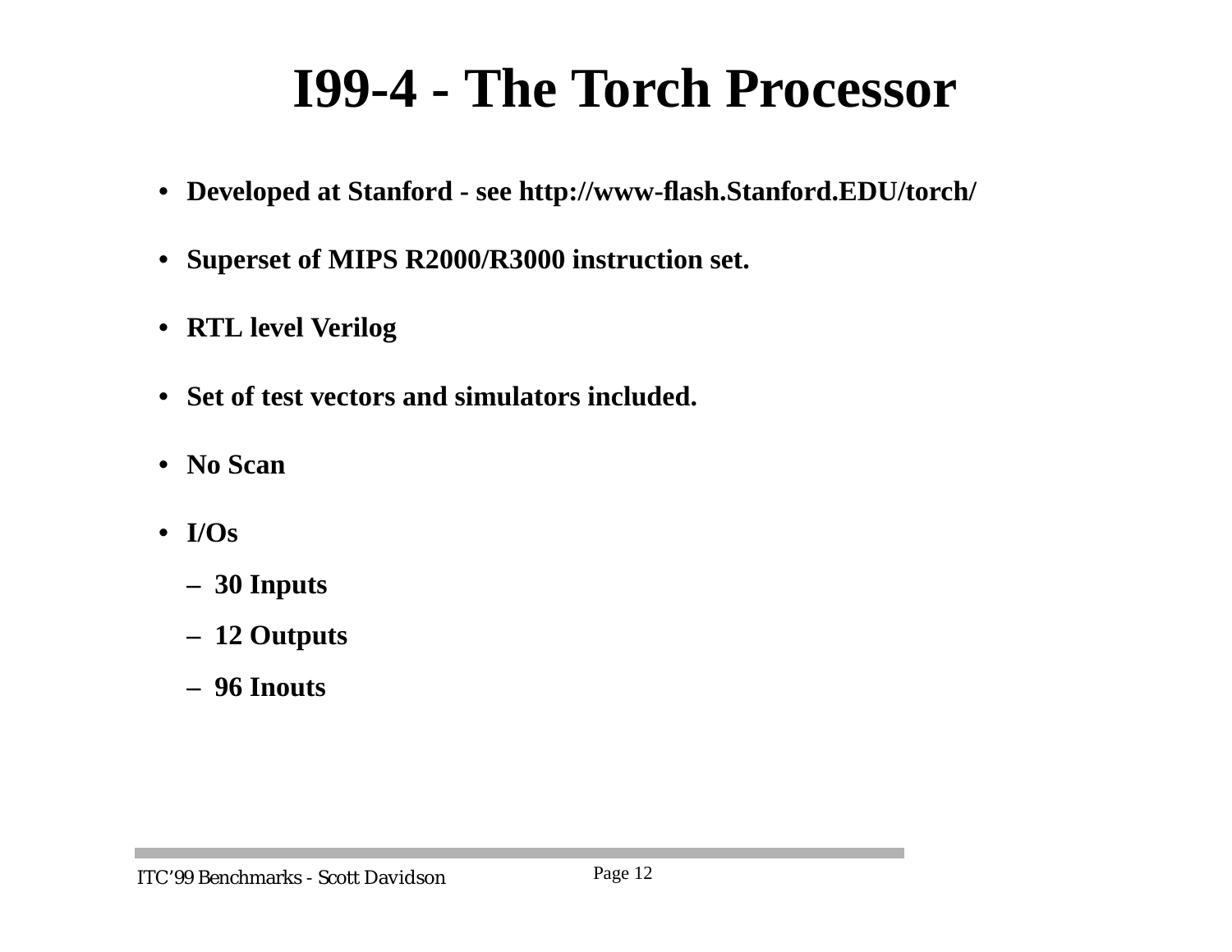# I99-4 - The Torch Processor

- **Developed at Stanford - see http://www-flash.Stanford.EDU/torch/**
- **Superset of MIPS R2000/R3000 instruction set.**
- **RTL level Verilog**
- **Set of test vectors and simulators included.**
- **No Scan**
- **I/Os**
  - **30 Inputs**
  - **12 Outputs**
  - **96 Inouts**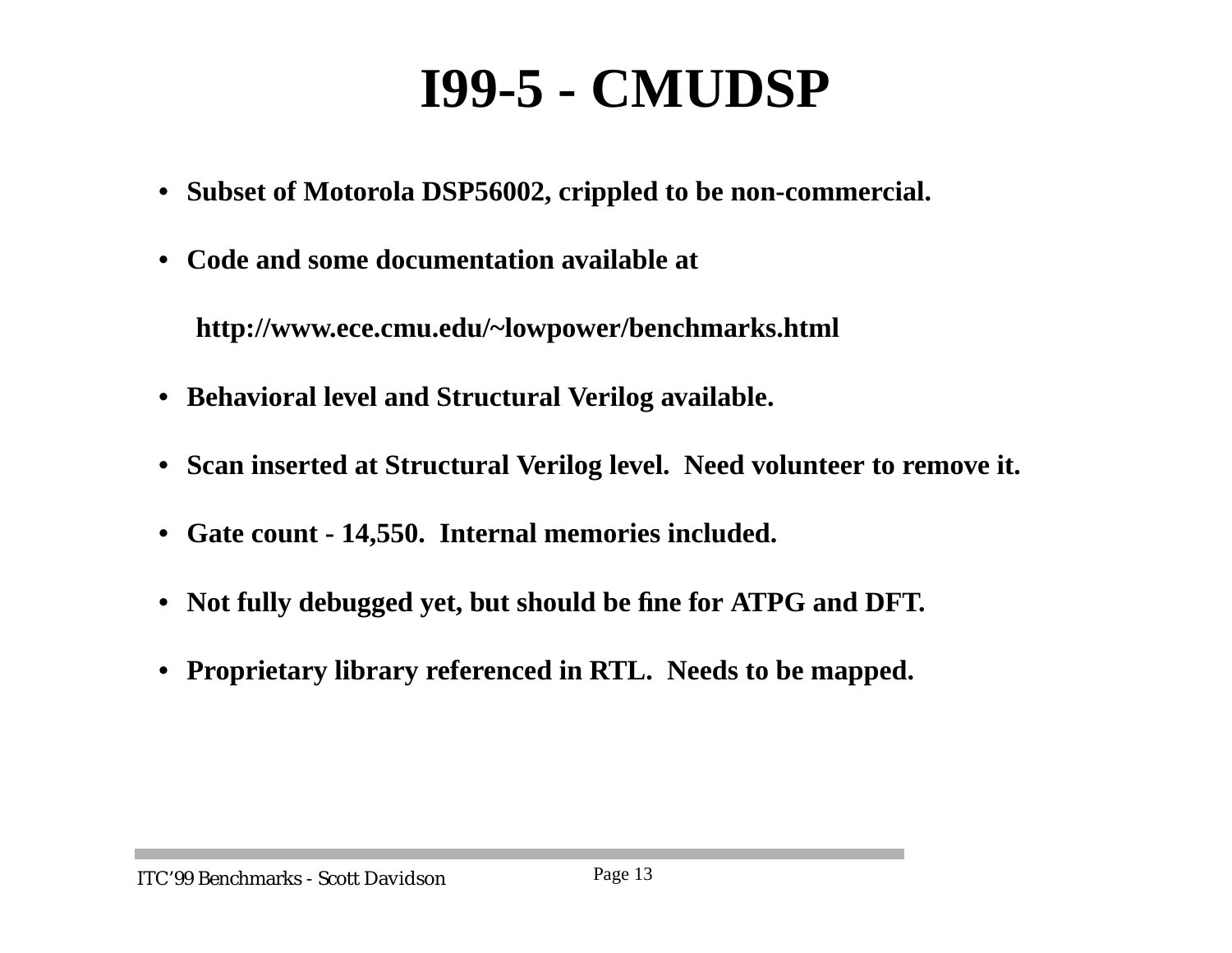# I99-5 - CMUDSP

- **Subset of Motorola DSP56002, crippled to be non-commercial.**
- **Code and some documentation available at**

  **http://www.ece.cmu.edu/~lowpower/benchmarks.html**

- **Behavioral level and Structural Verilog available.**
- **Scan inserted at Structural Verilog level. Need volunteer to remove it.**
- **Gate count - 14,550. Internal memories included.**
- **Not fully debugged yet, but should be fine for ATPG and DFT.**
- **Proprietary library referenced in RTL. Needs to be mapped.**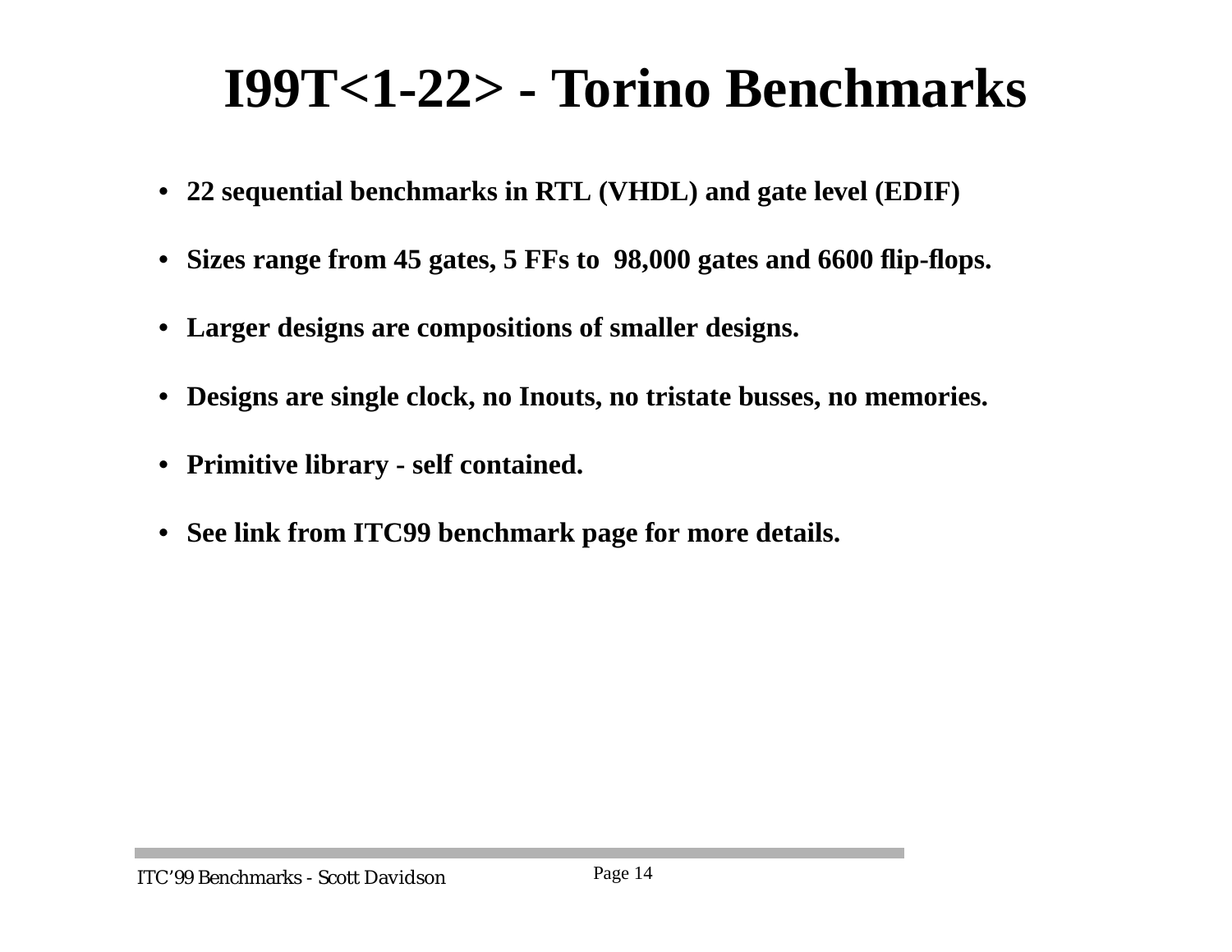# I99T<1-22> - Torino Benchmarks

- 22 sequential benchmarks in RTL (VHDL) and gate level (EDIF)
- Sizes range from 45 gates, 5 FFs to 98,000 gates and 6600 flip-flops.
- Larger designs are compositions of smaller designs.
- Designs are single clock, no Inouts, no tristate busses, no memories.
- Primitive library - self contained.
- See link from ITC99 benchmark page for more details.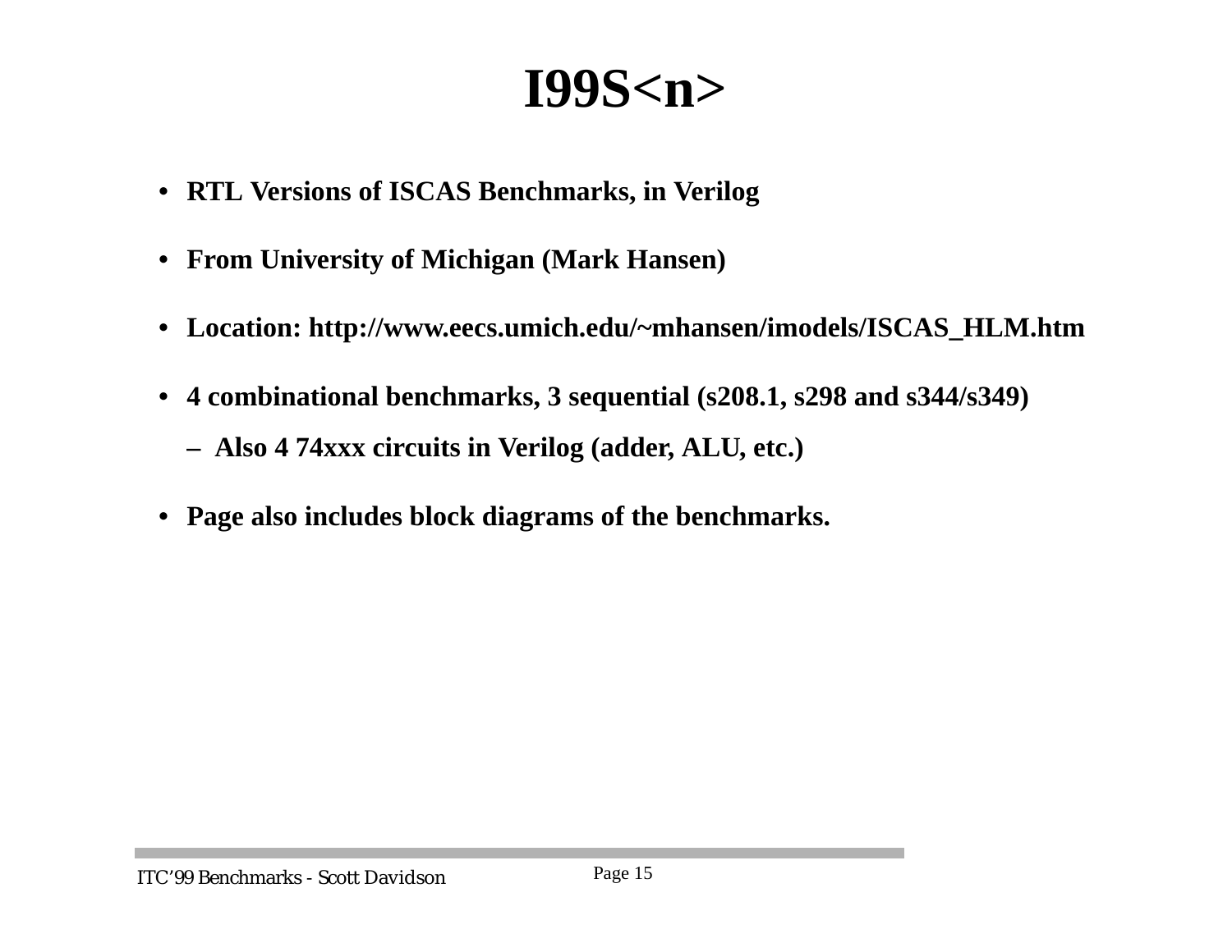# I99S<n>

- RTL Versions of ISCAS Benchmarks, in Verilog
- From University of Michigan (Mark Hansen)
- Location: http://www.eecs.umich.edu/~mhansen/imodels/ISCAS_HLM.htm
- 4 combinational benchmarks, 3 sequential (s208.1, s298 and s344/s349)
  - Also 4 74xxx circuits in Verilog (adder, ALU, etc.)
- Page also includes block diagrams of the benchmarks.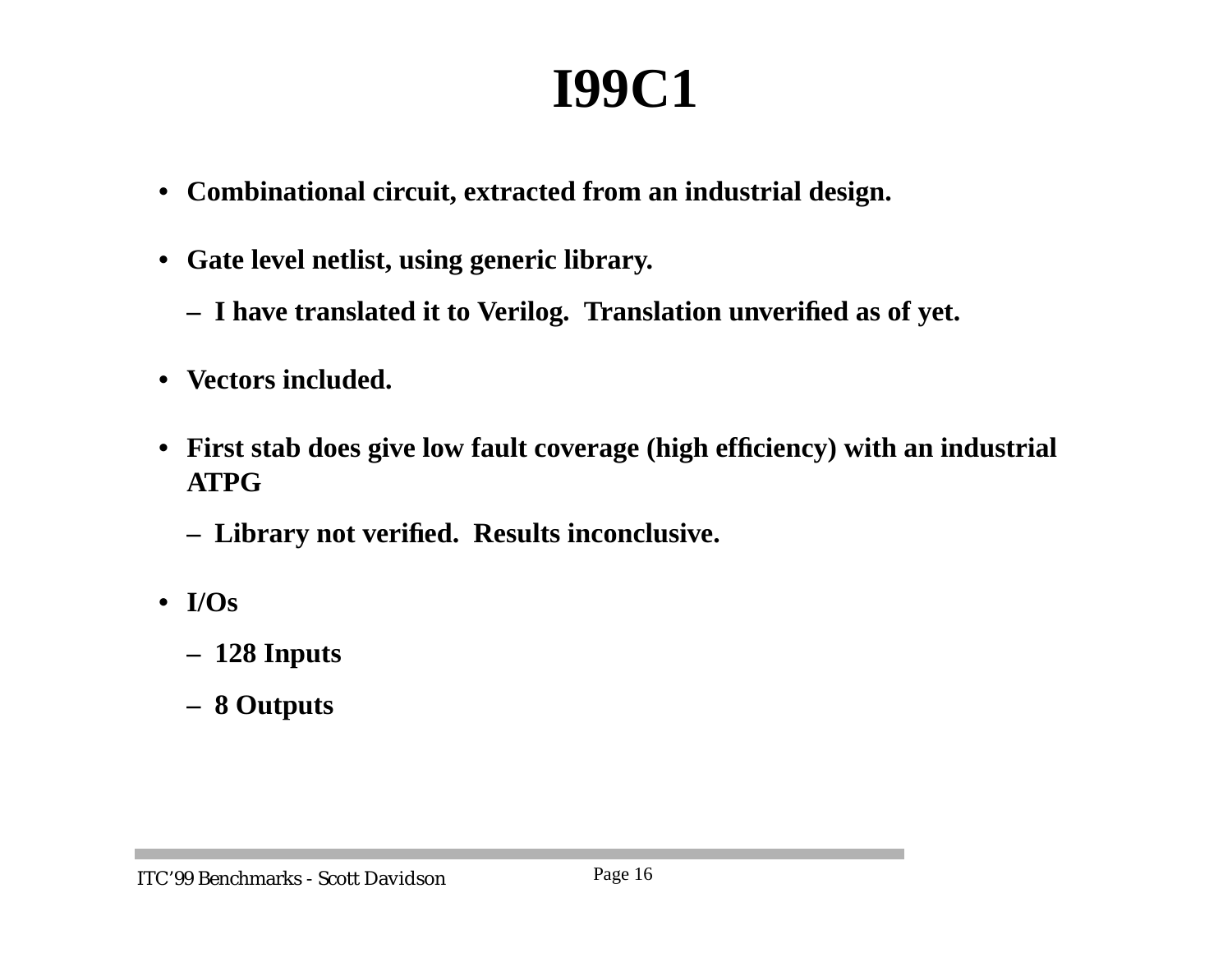# I99C1

- Combinational circuit, extracted from an industrial design.
- Gate level netlist, using generic library.
  - I have translated it to Verilog. Translation unverified as of yet.
- Vectors included.
- First stab does give low fault coverage (high efficiency) with an industrial ATPG
  - Library not verified. Results inconclusive.
- I/Os
  - 128 Inputs
  - 8 Outputs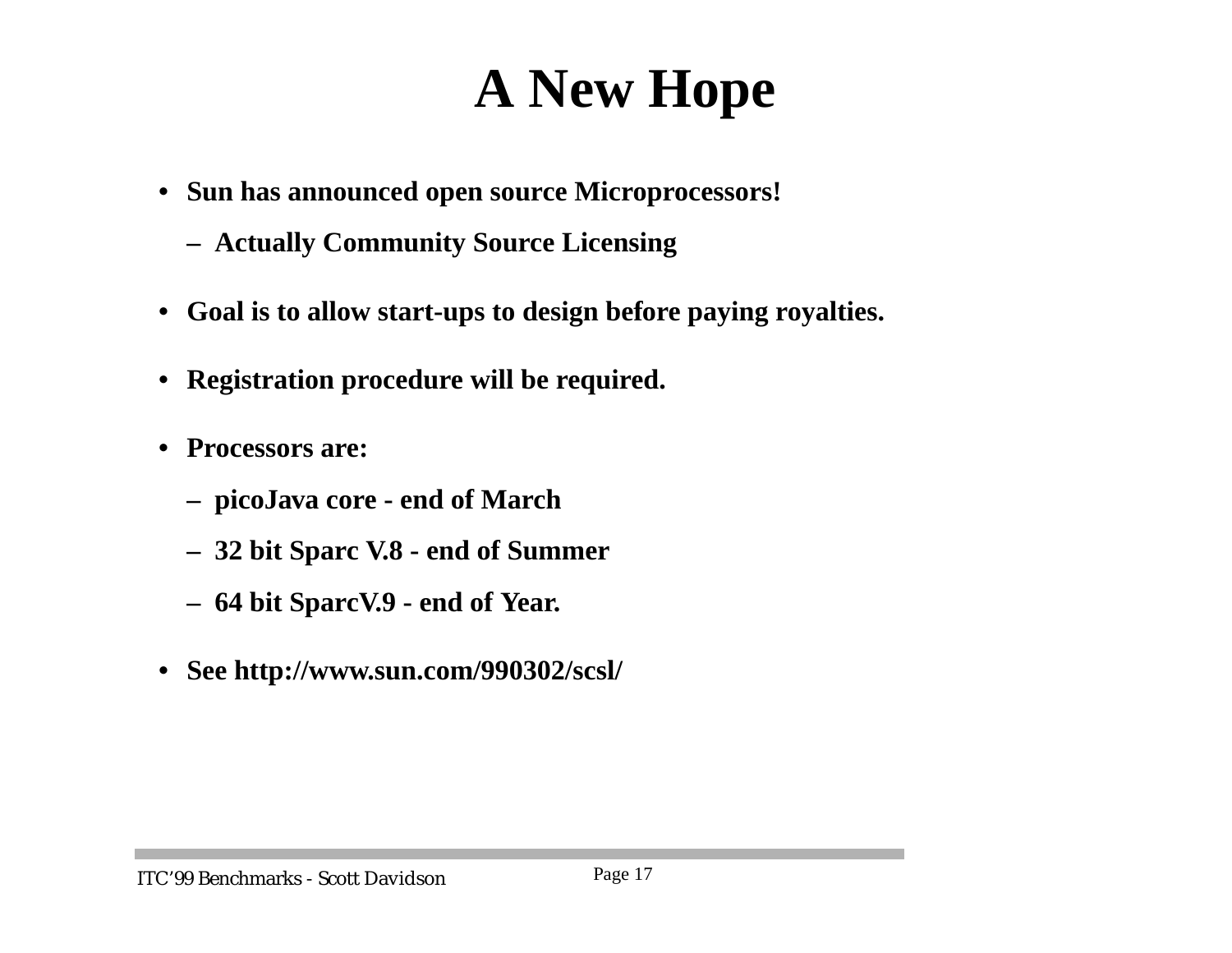# A New Hope

- **Sun has announced open source Microprocessors!**
  - **Actually Community Source Licensing**
- **Goal is to allow start-ups to design before paying royalties.**
- **Registration procedure will be required.**
- **Processors are:**
  - **picoJava core - end of March**
  - **32 bit Sparc V.8 - end of Summer**
  - **64 bit SparcV.9 - end of Year.**
- **See http://www.sun.com/990302/scsl/**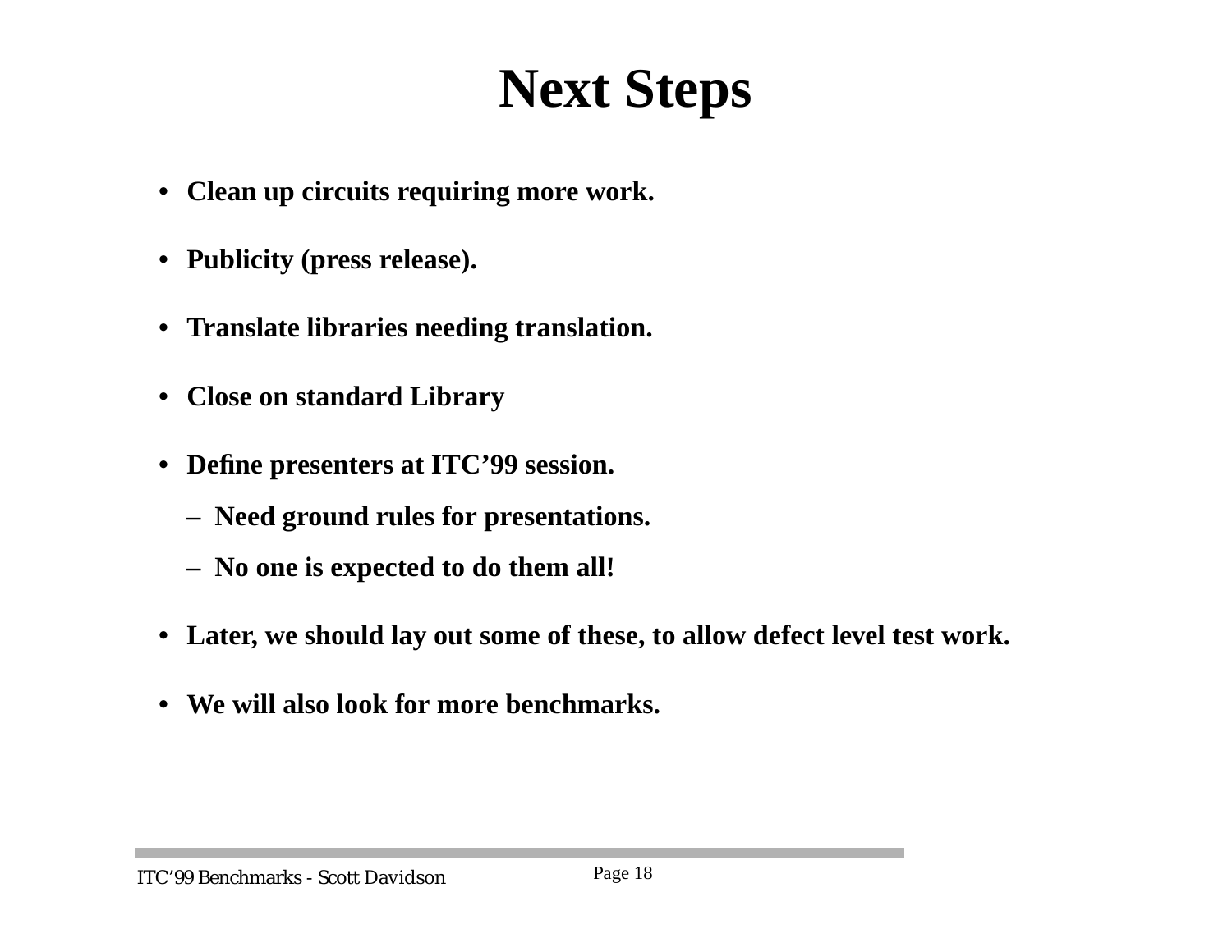# Next Steps

- **Clean up circuits requiring more work.**
- **Publicity (press release).**
- **Translate libraries needing translation.**
- **Close on standard Library**
- **Define presenters at ITC'99 session.**
  - **Need ground rules for presentations.**
  - **No one is expected to do them all!**
- **Later, we should lay out some of these, to allow defect level test work.**
- **We will also look for more benchmarks.**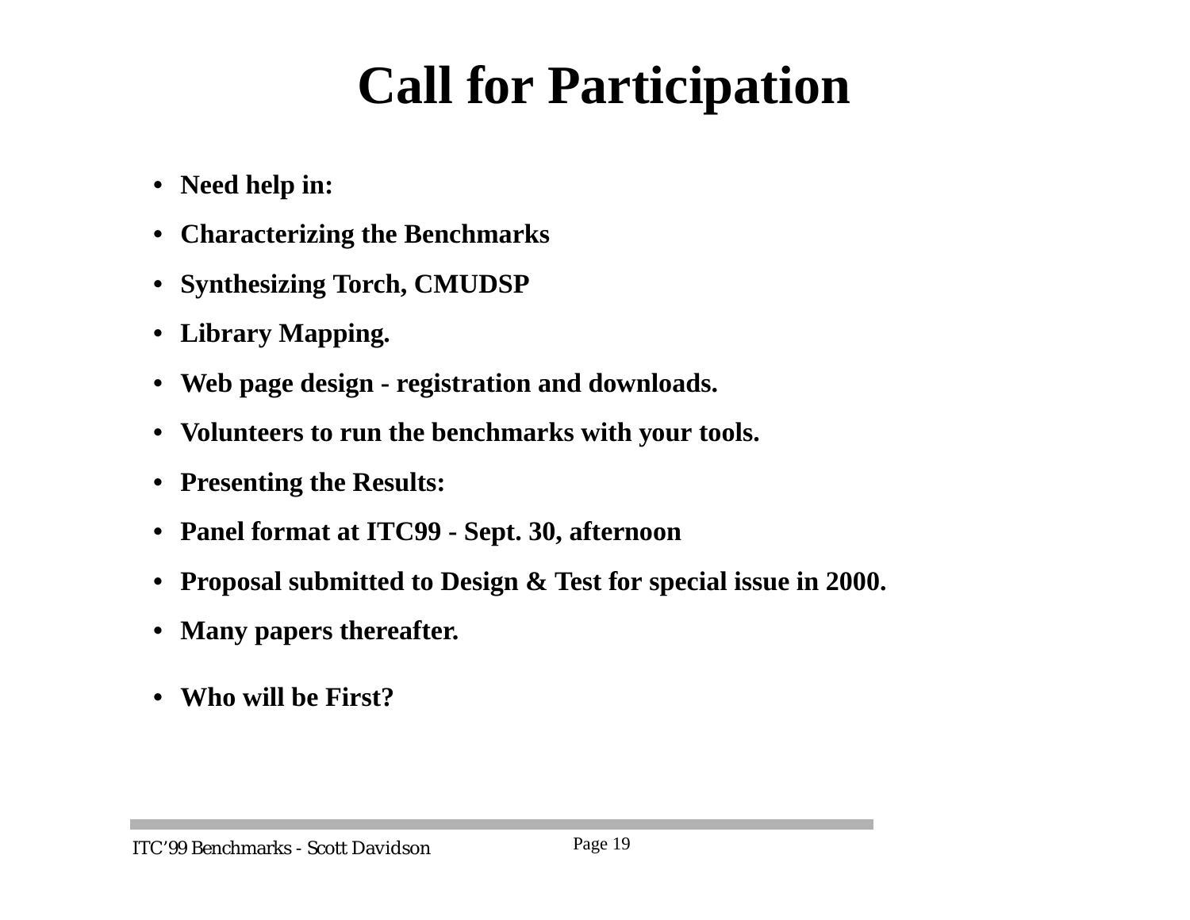# Call for Participation

- **Need help in:**
- **Characterizing the Benchmarks**
- **Synthesizing Torch, CMUDSP**
- **Library Mapping.**
- **Web page design - registration and downloads.**
- **Volunteers to run the benchmarks with your tools.**
- **Presenting the Results:**
- **Panel format at ITC99 - Sept. 30, afternoon**
- **Proposal submitted to Design & Test for special issue in 2000.**
- **Many papers thereafter.**
- **Who will be First?**